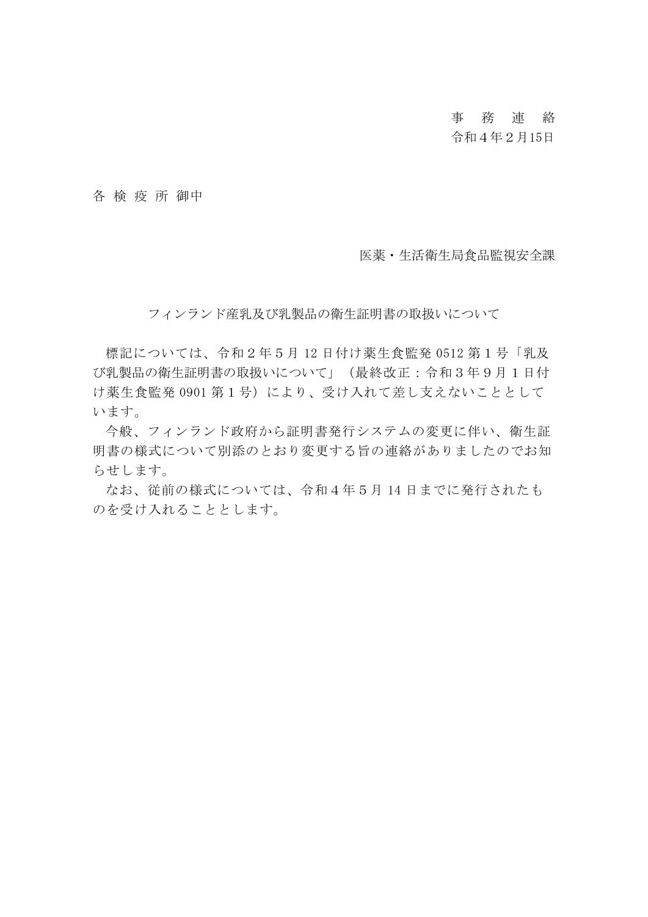事　務　連　絡
令和４年２月15日

各 検 疫 所 御中

医薬・生活衛生局食品監視安全課

フィンランド産乳及び乳製品の衛生証明書の取扱いについて

標記については、令和２年５月 12 日付け薬生食監発 0512 第１号「乳及び乳製品の衛生証明書の取扱いについて」（最終改正：令和３年９月１日付け薬生食監発 0901 第１号）により、受け入れて差し支えないこととしています。

今般、フィンランド政府から証明書発行システムの変更に伴い、衛生証明書の様式について別添のとおり変更する旨の連絡がありましたのでお知らせします。

なお、従前の様式については、令和４年５月 14 日までに発行されたものを受け入れることとします。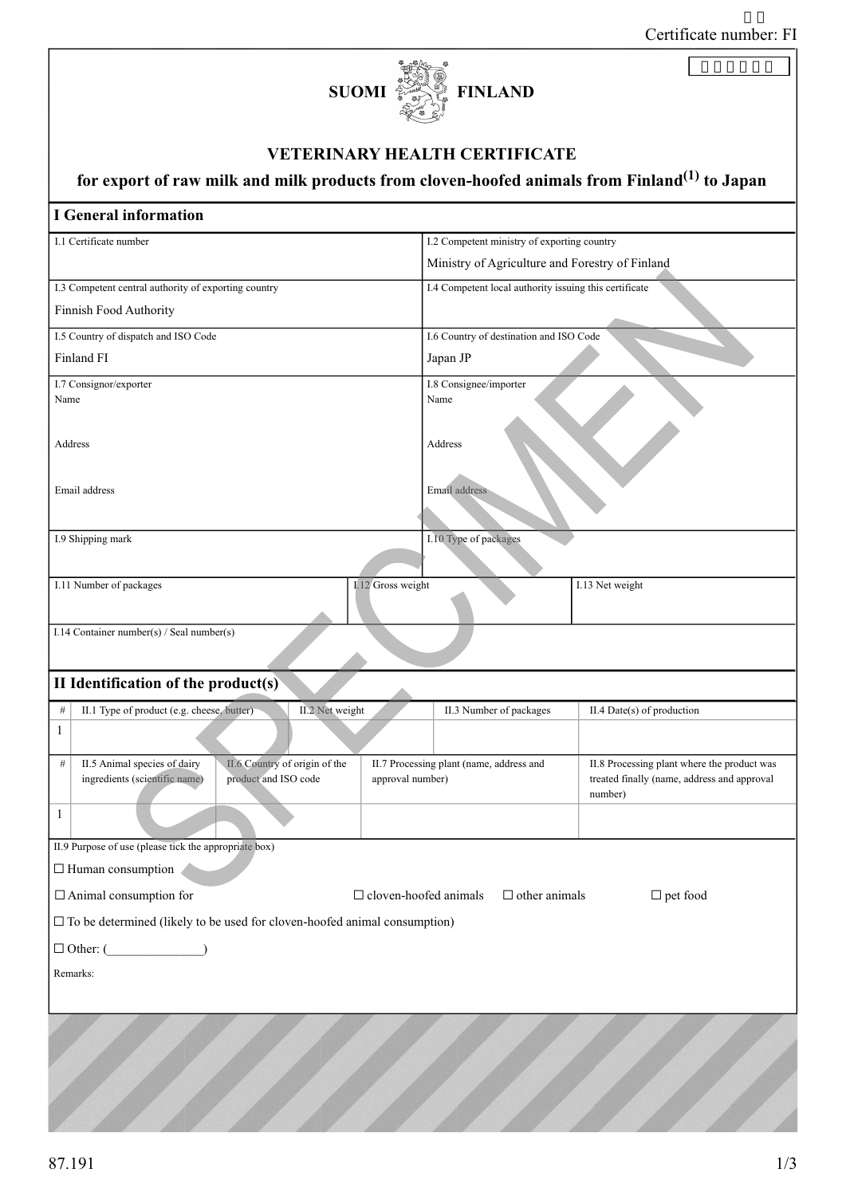Certificate number: FI

SUOMI FINLAND

# VETERINARY HEALTH CERTIFICATE

## for export of raw milk and milk products from cloven-hoofed animals from Finland(1) to Japan

## I General information

| I.1 Certificate number | I.2 Competent ministry of exporting country<br>Ministry of Agriculture and Forestry of Finland |
|---|---|
| I.3 Competent central authority of exporting country<br>Finnish Food Authority | I.4 Competent local authority issuing this certificate |
| I.5 Country of dispatch and ISO Code<br>Finland FI | I.6 Country of destination and ISO Code<br>Japan JP |
| I.7 Consignor/exporter<br>Name<br><br>Address<br><br>Email address | I.8 Consignee/importer<br>Name<br><br>Address<br><br>Email address |
| I.9 Shipping mark | I.10 Type of packages |

| I.11 Number of packages | I.12 Gross weight | I.13 Net weight |
|---|---|---|
| | | |

I.14 Container number(s) / Seal number(s)

## II Identification of the product(s)

| # | II.1 Type of product (e.g. cheese, butter) | II.2 Net weight | II.3 Number of packages | II.4 Date(s) of production |
|---|---|---|---|---|
| 1 | | | | |

| # | II.5 Animal species of dairy ingredients (scientific name) | II.6 Country of origin of the product and ISO code | II.7 Processing plant (name, address and approval number) | II.8 Processing plant where the product was treated finally (name, address and approval number) |
|---|---|---|---|---|
| 1 | | | | |

II.9 Purpose of use (please tick the appropriate box)

☐ Human consumption

☐ Animal consumption for ☐ cloven-hoofed animals ☐ other animals ☐ pet food

☐ To be determined (likely to be used for cloven-hoofed animal consumption)

☐ Other: (_______________)

Remarks:

87.191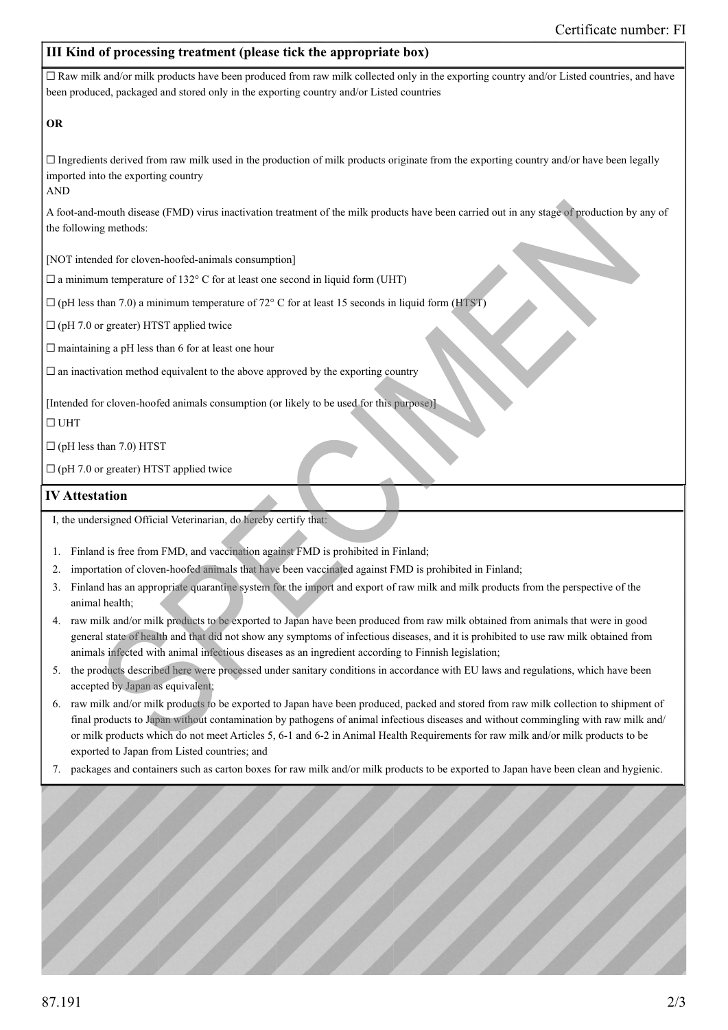## III Kind of processing treatment (please tick the appropriate box)

☐ Raw milk and/or milk products have been produced from raw milk collected only in the exporting country and/or Listed countries, and have been produced, packaged and stored only in the exporting country and/or Listed countries

**OR**

☐ Ingredients derived from raw milk used in the production of milk products originate from the exporting country and/or have been legally imported into the exporting country

AND

A foot-and-mouth disease (FMD) virus inactivation treatment of the milk products have been carried out in any stage of production by any of the following methods:

[NOT intended for cloven-hoofed-animals consumption]

☐ a minimum temperature of 132° C for at least one second in liquid form (UHT)

☐ (pH less than 7.0) a minimum temperature of 72° C for at least 15 seconds in liquid form (HTST)

☐ (pH 7.0 or greater) HTST applied twice

☐ maintaining a pH less than 6 for at least one hour

☐ an inactivation method equivalent to the above approved by the exporting country

[Intended for cloven-hoofed animals consumption (or likely to be used for this purpose)]

☐ UHT

☐ (pH less than 7.0) HTST

☐ (pH 7.0 or greater) HTST applied twice

## IV Attestation

I, the undersigned Official Veterinarian, do hereby certify that:

1. Finland is free from FMD, and vaccination against FMD is prohibited in Finland;
2. importation of cloven-hoofed animals that have been vaccinated against FMD is prohibited in Finland;
3. Finland has an appropriate quarantine system for the import and export of raw milk and milk products from the perspective of the animal health;
4. raw milk and/or milk products to be exported to Japan have been produced from raw milk obtained from animals that were in good general state of health and that did not show any symptoms of infectious diseases, and it is prohibited to use raw milk obtained from animals infected with animal infectious diseases as an ingredient according to Finnish legislation;
5. the products described here were processed under sanitary conditions in accordance with EU laws and regulations, which have been accepted by Japan as equivalent;
6. raw milk and/or milk products to be exported to Japan have been produced, packed and stored from raw milk collection to shipment of final products to Japan without contamination by pathogens of animal infectious diseases and without commingling with raw milk and/or milk products which do not meet Articles 5, 6-1 and 6-2 in Animal Health Requirements for raw milk and/or milk products to be exported to Japan from Listed countries; and
7. packages and containers such as carton boxes for raw milk and/or milk products to be exported to Japan have been clean and hygienic.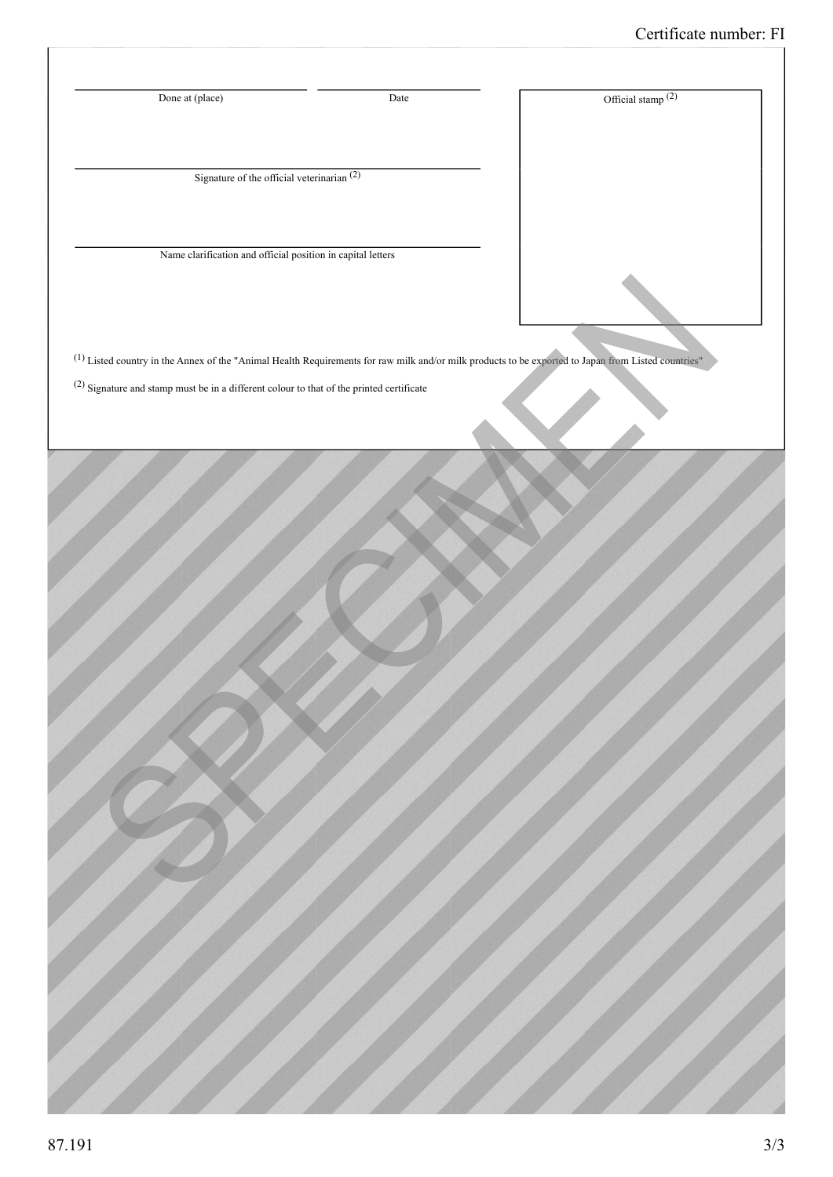Certificate number: FI

| | | |
|---|---|---|
| Done at (place) | Date | Official stamp [2] |
| Signature of the official veterinarian [2] | | |
| Name clarification and official position in capital letters | | |

[1] Listed country in the Annex of the "Animal Health Requirements for raw milk and/or milk products to be exported to Japan from Listed countries"

[2] Signature and stamp must be in a different colour to that of the printed certificate

SPECIMEN

87.191